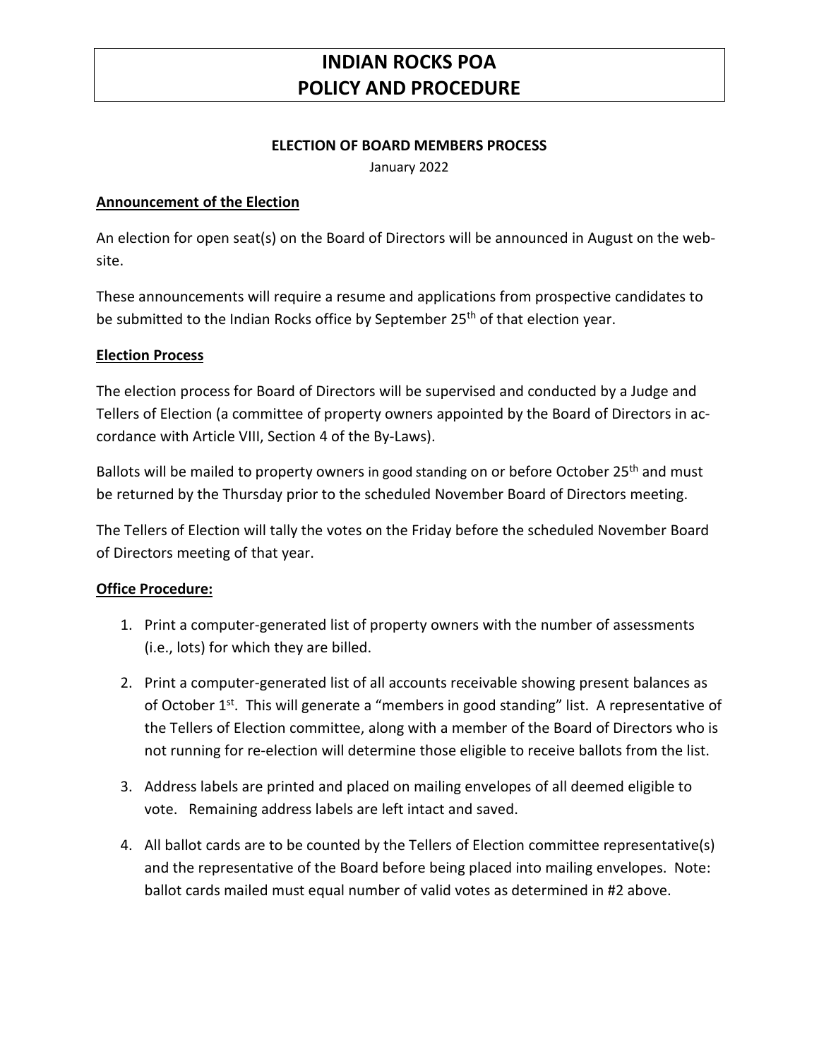# INDIAN ROCKS POA
# POLICY AND PROCEDURE

### ELECTION OF BOARD MEMBERS PROCESS

January 2022

**Announcement of the Election**

An election for open seat(s) on the Board of Directors will be announced in August on the website.

These announcements will require a resume and applications from prospective candidates to be submitted to the Indian Rocks office by September 25th of that election year.

**Election Process**

The election process for Board of Directors will be supervised and conducted by a Judge and Tellers of Election (a committee of property owners appointed by the Board of Directors in accordance with Article VIII, Section 4 of the By-Laws).

Ballots will be mailed to property owners in good standing on or before October 25th and must be returned by the Thursday prior to the scheduled November Board of Directors meeting.

The Tellers of Election will tally the votes on the Friday before the scheduled November Board of Directors meeting of that year.

**Office Procedure:**

1. Print a computer-generated list of property owners with the number of assessments (i.e., lots) for which they are billed.
2. Print a computer-generated list of all accounts receivable showing present balances as of October 1st. This will generate a "members in good standing" list. A representative of the Tellers of Election committee, along with a member of the Board of Directors who is not running for re-election will determine those eligible to receive ballots from the list.
3. Address labels are printed and placed on mailing envelopes of all deemed eligible to vote. Remaining address labels are left intact and saved.
4. All ballot cards are to be counted by the Tellers of Election committee representative(s) and the representative of the Board before being placed into mailing envelopes. Note: ballot cards mailed must equal number of valid votes as determined in #2 above.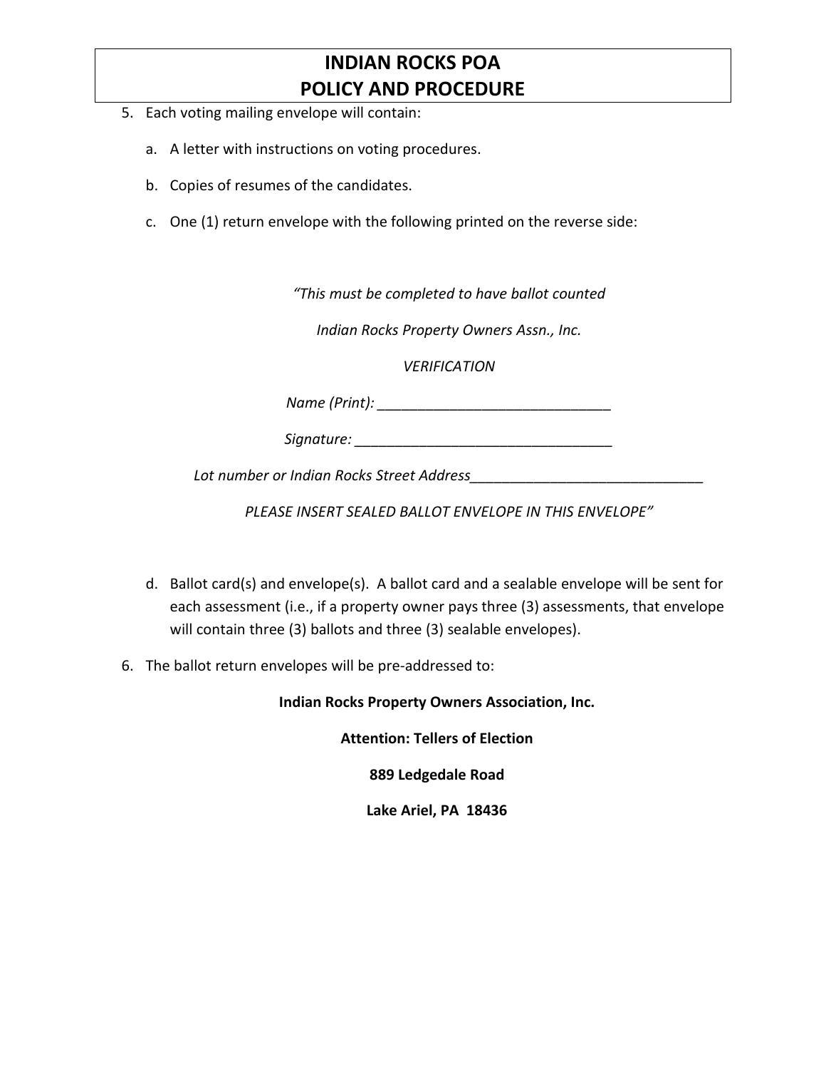5. Each voting mailing envelope will contain:

   a. A letter with instructions on voting procedures.

   b. Copies of resumes of the candidates.

   c. One (1) return envelope with the following printed on the reverse side:

*"This must be completed to have ballot counted*

*Indian Rocks Property Owners Assn., Inc.*

*VERIFICATION*

*Name (Print): ______________________________*

*Signature: _________________________________*

*Lot number or Indian Rocks Street Address______________________________*

*PLEASE INSERT SEALED BALLOT ENVELOPE IN THIS ENVELOPE"*

   d. Ballot card(s) and envelope(s). A ballot card and a sealable envelope will be sent for each assessment (i.e., if a property owner pays three (3) assessments, that envelope will contain three (3) ballots and three (3) sealable envelopes).

6. The ballot return envelopes will be pre-addressed to:

**Indian Rocks Property Owners Association, Inc.**

**Attention: Tellers of Election**

**889 Ledgedale Road**

**Lake Ariel, PA 18436**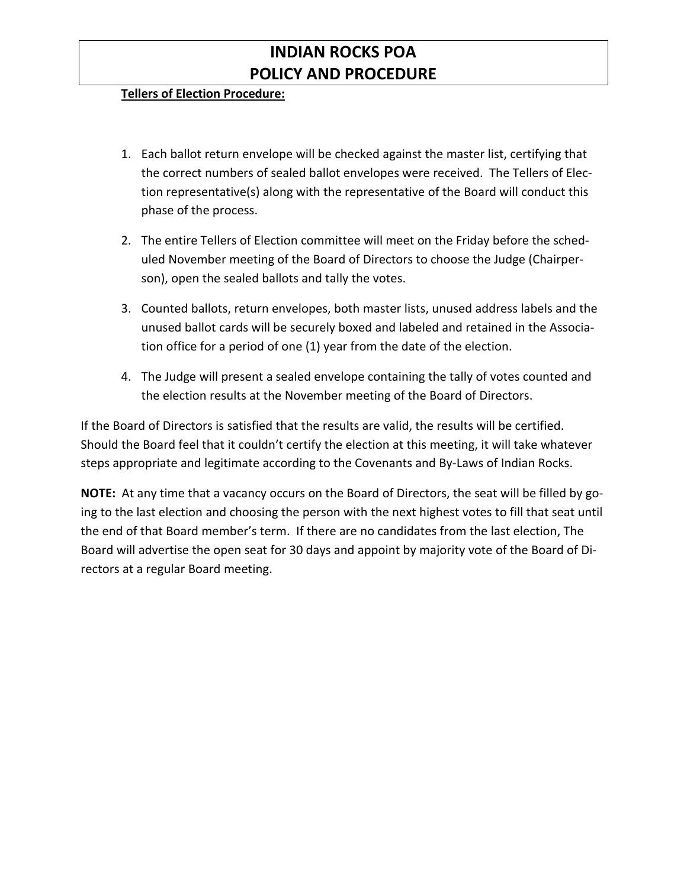**Tellers of Election Procedure:**

1. Each ballot return envelope will be checked against the master list, certifying that the correct numbers of sealed ballot envelopes were received. The Tellers of Election representative(s) along with the representative of the Board will conduct this phase of the process.

2. The entire Tellers of Election committee will meet on the Friday before the scheduled November meeting of the Board of Directors to choose the Judge (Chairperson), open the sealed ballots and tally the votes.

3. Counted ballots, return envelopes, both master lists, unused address labels and the unused ballot cards will be securely boxed and labeled and retained in the Association office for a period of one (1) year from the date of the election.

4. The Judge will present a sealed envelope containing the tally of votes counted and the election results at the November meeting of the Board of Directors.

If the Board of Directors is satisfied that the results are valid, the results will be certified. Should the Board feel that it couldn't certify the election at this meeting, it will take whatever steps appropriate and legitimate according to the Covenants and By-Laws of Indian Rocks.

**NOTE:** At any time that a vacancy occurs on the Board of Directors, the seat will be filled by going to the last election and choosing the person with the next highest votes to fill that seat until the end of that Board member's term. If there are no candidates from the last election, The Board will advertise the open seat for 30 days and appoint by majority vote of the Board of Directors at a regular Board meeting.